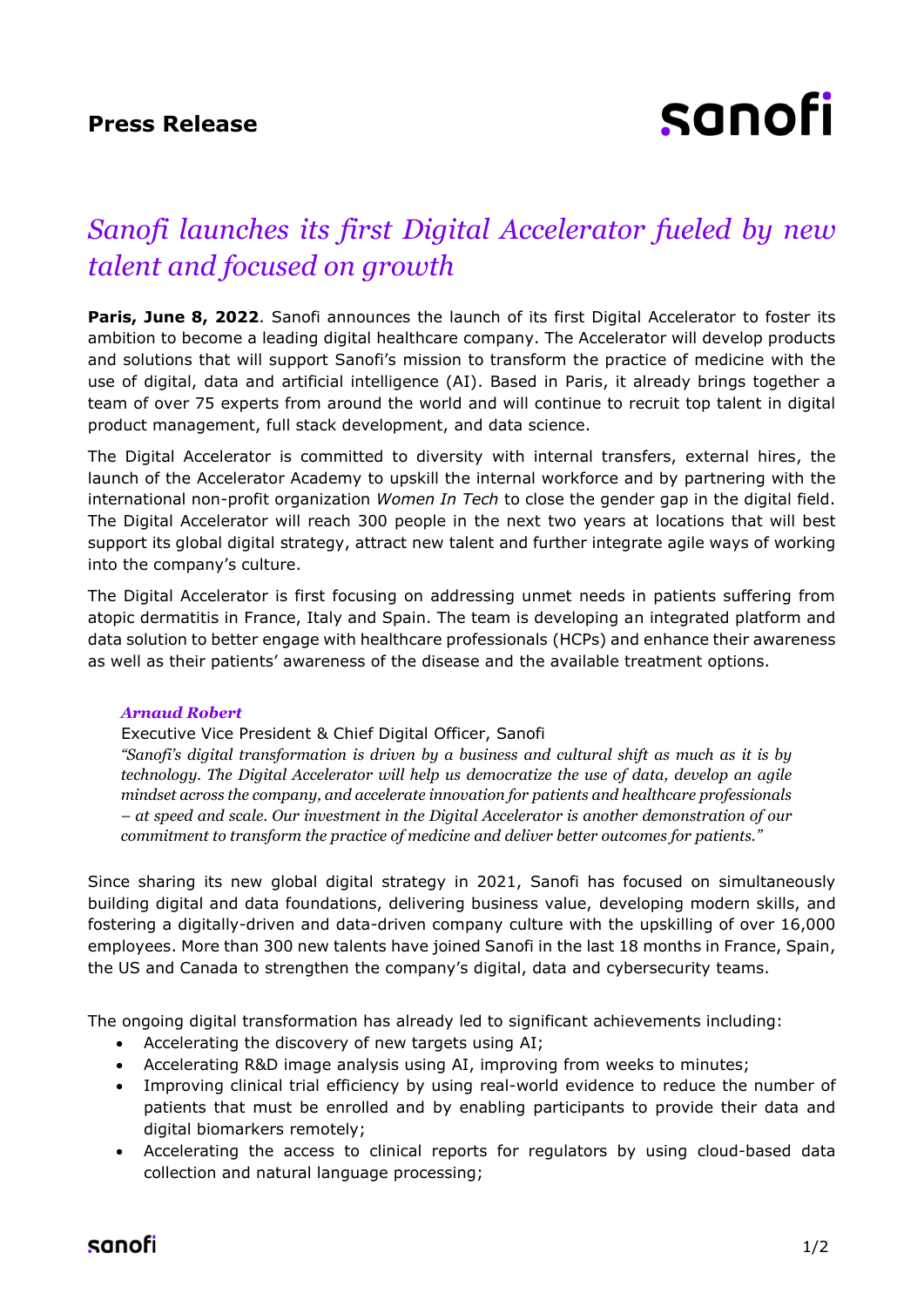**Press Release**

# *Sanofi launches its first Digital Accelerator fueled by new talent and focused on growth*

**Paris, June 8, 2022**. Sanofi announces the launch of its first Digital Accelerator to foster its ambition to become a leading digital healthcare company. The Accelerator will develop products and solutions that will support Sanofi's mission to transform the practice of medicine with the use of digital, data and artificial intelligence (AI). Based in Paris, it already brings together a team of over 75 experts from around the world and will continue to recruit top talent in digital product management, full stack development, and data science.

The Digital Accelerator is committed to diversity with internal transfers, external hires, the launch of the Accelerator Academy to upskill the internal workforce and by partnering with the international non-profit organization *Women In Tech* to close the gender gap in the digital field. The Digital Accelerator will reach 300 people in the next two years at locations that will best support its global digital strategy, attract new talent and further integrate agile ways of working into the company's culture.

The Digital Accelerator is first focusing on addressing unmet needs in patients suffering from atopic dermatitis in France, Italy and Spain. The team is developing an integrated platform and data solution to better engage with healthcare professionals (HCPs) and enhance their awareness as well as their patients' awareness of the disease and the available treatment options.

> ***Arnaud Robert***
> Executive Vice President & Chief Digital Officer, Sanofi
> *"Sanofi's digital transformation is driven by a business and cultural shift as much as it is by technology. The Digital Accelerator will help us democratize the use of data, develop an agile mindset across the company, and accelerate innovation for patients and healthcare professionals – at speed and scale. Our investment in the Digital Accelerator is another demonstration of our commitment to transform the practice of medicine and deliver better outcomes for patients."*

Since sharing its new global digital strategy in 2021, Sanofi has focused on simultaneously building digital and data foundations, delivering business value, developing modern skills, and fostering a digitally-driven and data-driven company culture with the upskilling of over 16,000 employees. More than 300 new talents have joined Sanofi in the last 18 months in France, Spain, the US and Canada to strengthen the company's digital, data and cybersecurity teams.

The ongoing digital transformation has already led to significant achievements including:

- Accelerating the discovery of new targets using AI;
- Accelerating R&D image analysis using AI, improving from weeks to minutes;
- Improving clinical trial efficiency by using real-world evidence to reduce the number of patients that must be enrolled and by enabling participants to provide their data and digital biomarkers remotely;
- Accelerating the access to clinical reports for regulators by using cloud-based data collection and natural language processing;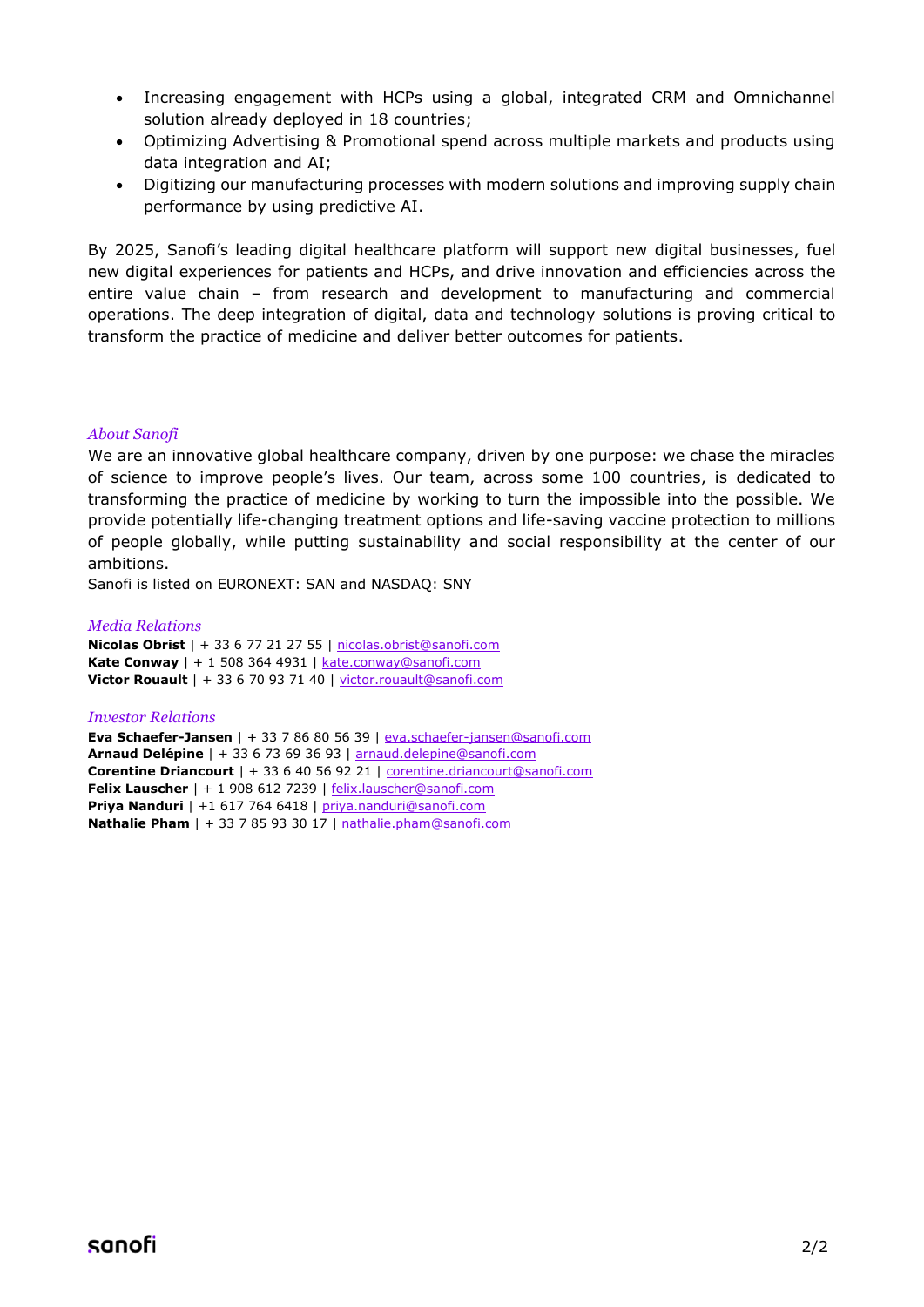- Increasing engagement with HCPs using a global, integrated CRM and Omnichannel solution already deployed in 18 countries;
- Optimizing Advertising & Promotional spend across multiple markets and products using data integration and AI;
- Digitizing our manufacturing processes with modern solutions and improving supply chain performance by using predictive AI.

By 2025, Sanofi's leading digital healthcare platform will support new digital businesses, fuel new digital experiences for patients and HCPs, and drive innovation and efficiencies across the entire value chain – from research and development to manufacturing and commercial operations. The deep integration of digital, data and technology solutions is proving critical to transform the practice of medicine and deliver better outcomes for patients.

---

*About Sanofi*

We are an innovative global healthcare company, driven by one purpose: we chase the miracles of science to improve people's lives. Our team, across some 100 countries, is dedicated to transforming the practice of medicine by working to turn the impossible into the possible. We provide potentially life-changing treatment options and life-saving vaccine protection to millions of people globally, while putting sustainability and social responsibility at the center of our ambitions.

Sanofi is listed on EURONEXT: SAN and NASDAQ: SNY

*Media Relations*

**Nicolas Obrist** | + 33 6 77 21 27 55 | nicolas.obrist@sanofi.com
**Kate Conway** | + 1 508 364 4931 | kate.conway@sanofi.com
**Victor Rouault** | + 33 6 70 93 71 40 | victor.rouault@sanofi.com

*Investor Relations*

**Eva Schaefer-Jansen** | + 33 7 86 80 56 39 | eva.schaefer-jansen@sanofi.com
**Arnaud Delépine** | + 33 6 73 69 36 93 | arnaud.delepine@sanofi.com
**Corentine Driancourt** | + 33 6 40 56 92 21 | corentine.driancourt@sanofi.com
**Felix Lauscher** | + 1 908 612 7239 | felix.lauscher@sanofi.com
**Priya Nanduri** | +1 617 764 6418 | priya.nanduri@sanofi.com
**Nathalie Pham** | + 33 7 85 93 30 17 | nathalie.pham@sanofi.com

---